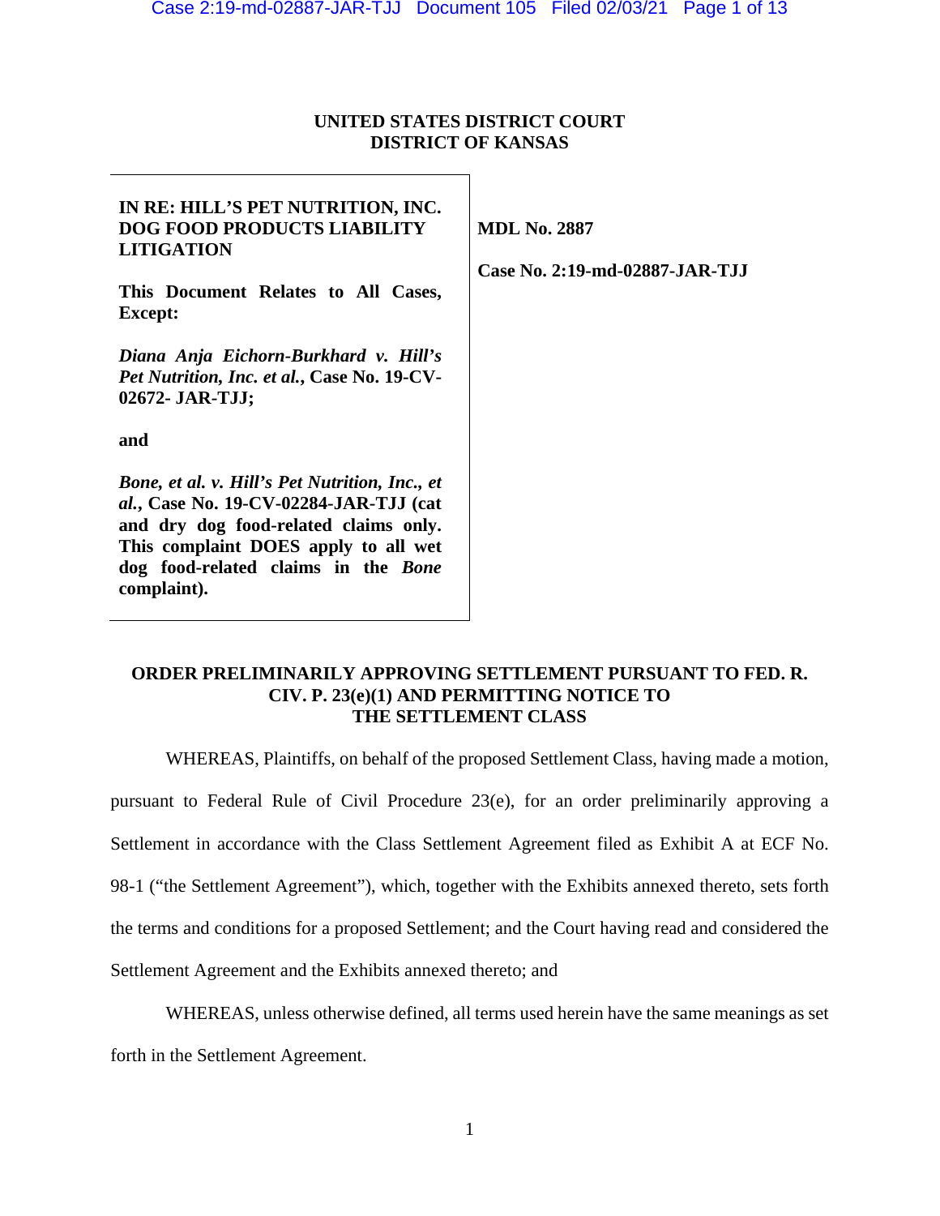**UNITED STATES DISTRICT COURT**
**DISTRICT OF KANSAS**

| | |
|---|---|
| **IN RE: HILL'S PET NUTRITION, INC. DOG FOOD PRODUCTS LIABILITY LITIGATION**<br><br>**This Document Relates to All Cases, Except:**<br><br>***Diana Anja Eichorn-Burkhard v. Hill's Pet Nutrition, Inc. et al.*, Case No. 19-CV-02672- JAR-TJJ;**<br><br>**and**<br><br>***Bone, et al. v. Hill's Pet Nutrition, Inc., et al.*, Case No. 19-CV-02284-JAR-TJJ (cat and dry dog food-related claims only. This complaint DOES apply to all wet dog food-related claims in the *Bone* complaint).** | **MDL No. 2887**<br><br>**Case No. 2:19-md-02887-JAR-TJJ** |

**ORDER PRELIMINARILY APPROVING SETTLEMENT PURSUANT TO FED. R. CIV. P. 23(e)(1) AND PERMITTING NOTICE TO THE SETTLEMENT CLASS**

WHEREAS, Plaintiffs, on behalf of the proposed Settlement Class, having made a motion, pursuant to Federal Rule of Civil Procedure 23(e), for an order preliminarily approving a Settlement in accordance with the Class Settlement Agreement filed as Exhibit A at ECF No. 98-1 ("the Settlement Agreement"), which, together with the Exhibits annexed thereto, sets forth the terms and conditions for a proposed Settlement; and the Court having read and considered the Settlement Agreement and the Exhibits annexed thereto; and

WHEREAS, unless otherwise defined, all terms used herein have the same meanings as set forth in the Settlement Agreement.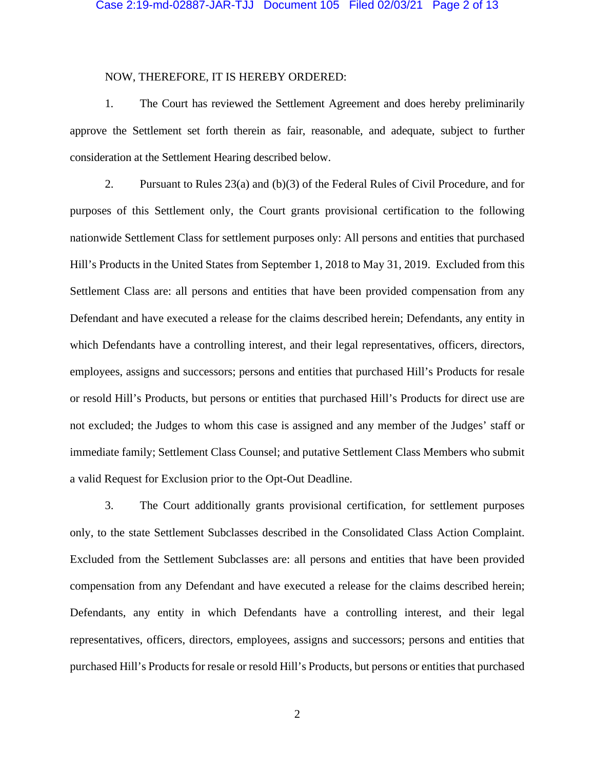NOW, THEREFORE, IT IS HEREBY ORDERED:

1. The Court has reviewed the Settlement Agreement and does hereby preliminarily approve the Settlement set forth therein as fair, reasonable, and adequate, subject to further consideration at the Settlement Hearing described below.

2. Pursuant to Rules 23(a) and (b)(3) of the Federal Rules of Civil Procedure, and for purposes of this Settlement only, the Court grants provisional certification to the following nationwide Settlement Class for settlement purposes only: All persons and entities that purchased Hill's Products in the United States from September 1, 2018 to May 31, 2019. Excluded from this Settlement Class are: all persons and entities that have been provided compensation from any Defendant and have executed a release for the claims described herein; Defendants, any entity in which Defendants have a controlling interest, and their legal representatives, officers, directors, employees, assigns and successors; persons and entities that purchased Hill's Products for resale or resold Hill's Products, but persons or entities that purchased Hill's Products for direct use are not excluded; the Judges to whom this case is assigned and any member of the Judges' staff or immediate family; Settlement Class Counsel; and putative Settlement Class Members who submit a valid Request for Exclusion prior to the Opt-Out Deadline.

3. The Court additionally grants provisional certification, for settlement purposes only, to the state Settlement Subclasses described in the Consolidated Class Action Complaint. Excluded from the Settlement Subclasses are: all persons and entities that have been provided compensation from any Defendant and have executed a release for the claims described herein; Defendants, any entity in which Defendants have a controlling interest, and their legal representatives, officers, directors, employees, assigns and successors; persons and entities that purchased Hill's Products for resale or resold Hill's Products, but persons or entities that purchased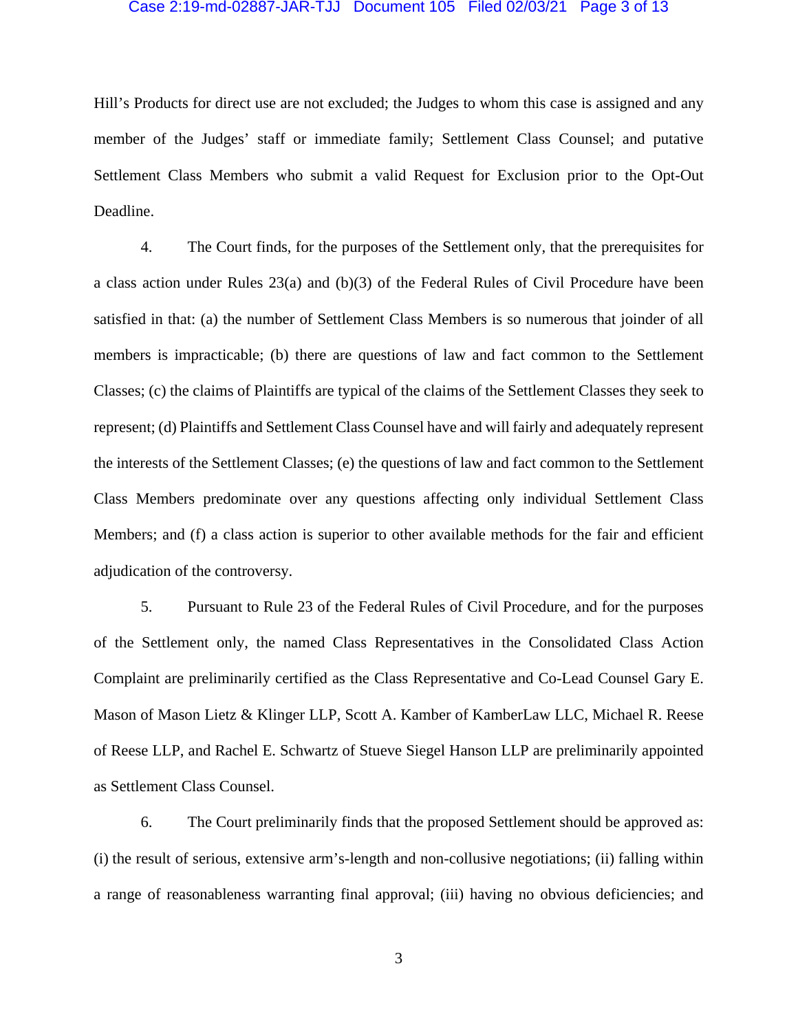Hill's Products for direct use are not excluded; the Judges to whom this case is assigned and any member of the Judges' staff or immediate family; Settlement Class Counsel; and putative Settlement Class Members who submit a valid Request for Exclusion prior to the Opt-Out Deadline.

4. The Court finds, for the purposes of the Settlement only, that the prerequisites for a class action under Rules 23(a) and (b)(3) of the Federal Rules of Civil Procedure have been satisfied in that: (a) the number of Settlement Class Members is so numerous that joinder of all members is impracticable; (b) there are questions of law and fact common to the Settlement Classes; (c) the claims of Plaintiffs are typical of the claims of the Settlement Classes they seek to represent; (d) Plaintiffs and Settlement Class Counsel have and will fairly and adequately represent the interests of the Settlement Classes; (e) the questions of law and fact common to the Settlement Class Members predominate over any questions affecting only individual Settlement Class Members; and (f) a class action is superior to other available methods for the fair and efficient adjudication of the controversy.

5. Pursuant to Rule 23 of the Federal Rules of Civil Procedure, and for the purposes of the Settlement only, the named Class Representatives in the Consolidated Class Action Complaint are preliminarily certified as the Class Representative and Co-Lead Counsel Gary E. Mason of Mason Lietz & Klinger LLP, Scott A. Kamber of KamberLaw LLC, Michael R. Reese of Reese LLP, and Rachel E. Schwartz of Stueve Siegel Hanson LLP are preliminarily appointed as Settlement Class Counsel.

6. The Court preliminarily finds that the proposed Settlement should be approved as: (i) the result of serious, extensive arm's-length and non-collusive negotiations; (ii) falling within a range of reasonableness warranting final approval; (iii) having no obvious deficiencies; and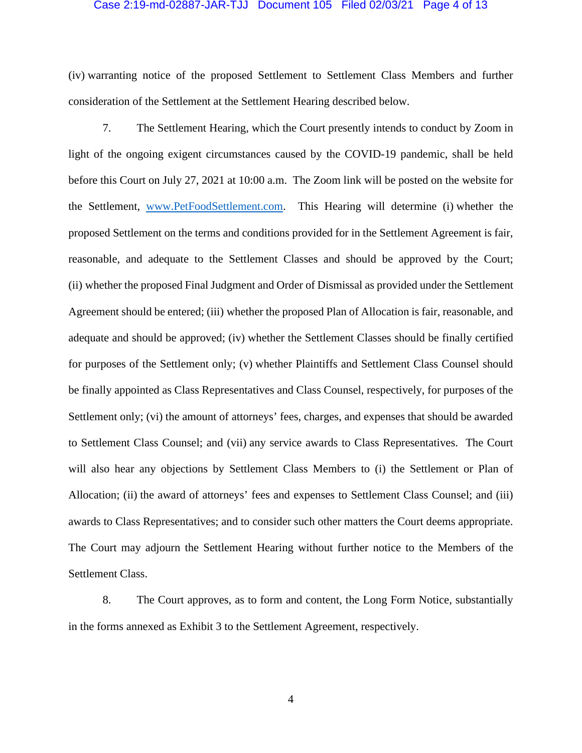(iv) warranting notice of the proposed Settlement to Settlement Class Members and further consideration of the Settlement at the Settlement Hearing described below.

7. The Settlement Hearing, which the Court presently intends to conduct by Zoom in light of the ongoing exigent circumstances caused by the COVID-19 pandemic, shall be held before this Court on July 27, 2021 at 10:00 a.m. The Zoom link will be posted on the website for the Settlement, www.PetFoodSettlement.com. This Hearing will determine (i) whether the proposed Settlement on the terms and conditions provided for in the Settlement Agreement is fair, reasonable, and adequate to the Settlement Classes and should be approved by the Court; (ii) whether the proposed Final Judgment and Order of Dismissal as provided under the Settlement Agreement should be entered; (iii) whether the proposed Plan of Allocation is fair, reasonable, and adequate and should be approved; (iv) whether the Settlement Classes should be finally certified for purposes of the Settlement only; (v) whether Plaintiffs and Settlement Class Counsel should be finally appointed as Class Representatives and Class Counsel, respectively, for purposes of the Settlement only; (vi) the amount of attorneys' fees, charges, and expenses that should be awarded to Settlement Class Counsel; and (vii) any service awards to Class Representatives. The Court will also hear any objections by Settlement Class Members to (i) the Settlement or Plan of Allocation; (ii) the award of attorneys' fees and expenses to Settlement Class Counsel; and (iii) awards to Class Representatives; and to consider such other matters the Court deems appropriate. The Court may adjourn the Settlement Hearing without further notice to the Members of the Settlement Class.

8. The Court approves, as to form and content, the Long Form Notice, substantially in the forms annexed as Exhibit 3 to the Settlement Agreement, respectively.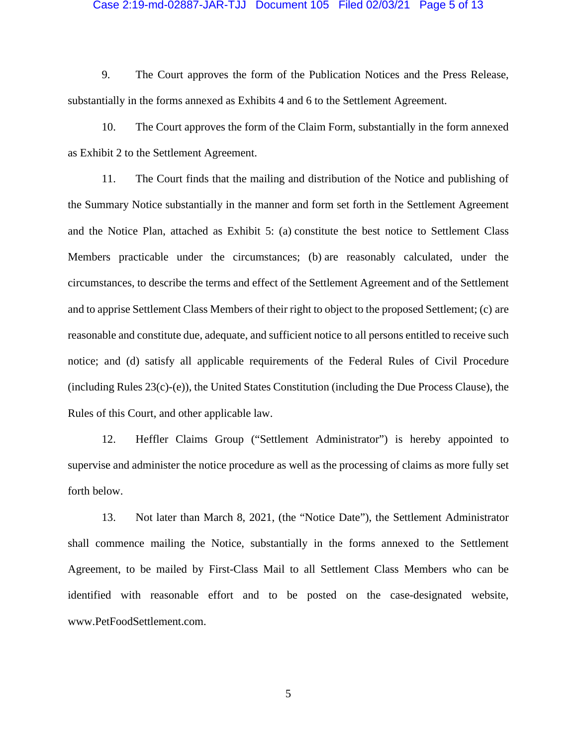9. The Court approves the form of the Publication Notices and the Press Release, substantially in the forms annexed as Exhibits 4 and 6 to the Settlement Agreement.

10. The Court approves the form of the Claim Form, substantially in the form annexed as Exhibit 2 to the Settlement Agreement.

11. The Court finds that the mailing and distribution of the Notice and publishing of the Summary Notice substantially in the manner and form set forth in the Settlement Agreement and the Notice Plan, attached as Exhibit 5: (a) constitute the best notice to Settlement Class Members practicable under the circumstances; (b) are reasonably calculated, under the circumstances, to describe the terms and effect of the Settlement Agreement and of the Settlement and to apprise Settlement Class Members of their right to object to the proposed Settlement; (c) are reasonable and constitute due, adequate, and sufficient notice to all persons entitled to receive such notice; and (d) satisfy all applicable requirements of the Federal Rules of Civil Procedure (including Rules 23(c)-(e)), the United States Constitution (including the Due Process Clause), the Rules of this Court, and other applicable law.

12. Heffler Claims Group ("Settlement Administrator") is hereby appointed to supervise and administer the notice procedure as well as the processing of claims as more fully set forth below.

13. Not later than March 8, 2021, (the "Notice Date"), the Settlement Administrator shall commence mailing the Notice, substantially in the forms annexed to the Settlement Agreement, to be mailed by First-Class Mail to all Settlement Class Members who can be identified with reasonable effort and to be posted on the case-designated website, www.PetFoodSettlement.com.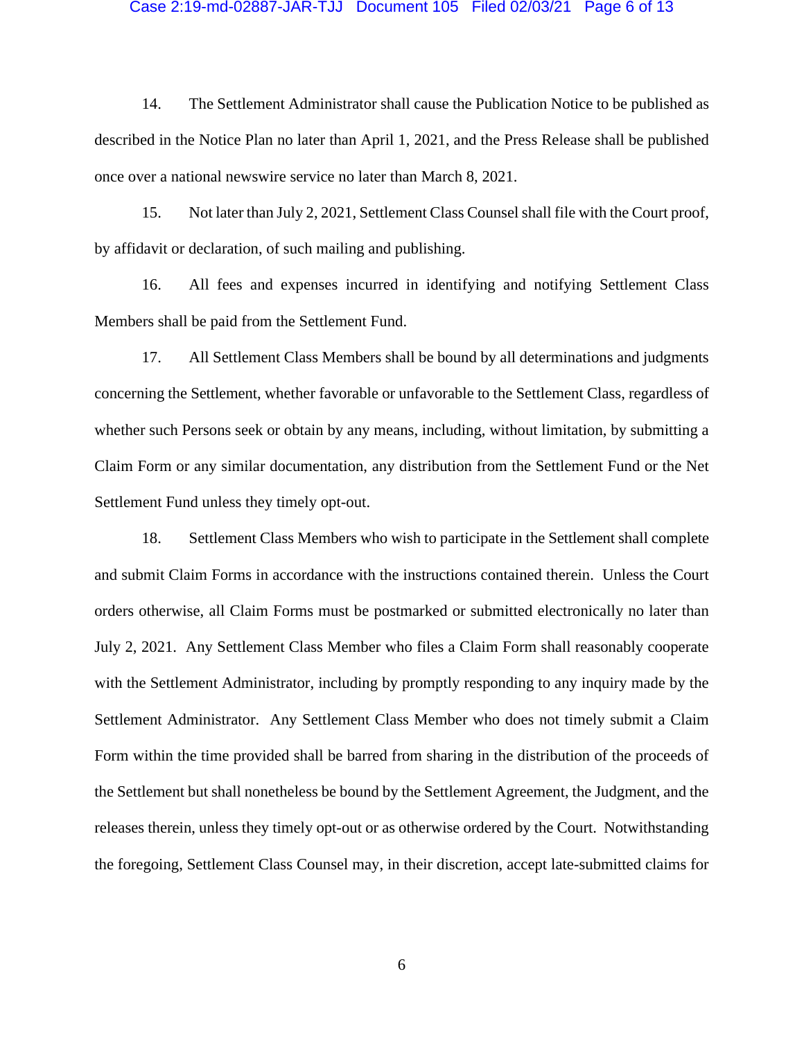14. The Settlement Administrator shall cause the Publication Notice to be published as described in the Notice Plan no later than April 1, 2021, and the Press Release shall be published once over a national newswire service no later than March 8, 2021.

15. Not later than July 2, 2021, Settlement Class Counsel shall file with the Court proof, by affidavit or declaration, of such mailing and publishing.

16. All fees and expenses incurred in identifying and notifying Settlement Class Members shall be paid from the Settlement Fund.

17. All Settlement Class Members shall be bound by all determinations and judgments concerning the Settlement, whether favorable or unfavorable to the Settlement Class, regardless of whether such Persons seek or obtain by any means, including, without limitation, by submitting a Claim Form or any similar documentation, any distribution from the Settlement Fund or the Net Settlement Fund unless they timely opt-out.

18. Settlement Class Members who wish to participate in the Settlement shall complete and submit Claim Forms in accordance with the instructions contained therein. Unless the Court orders otherwise, all Claim Forms must be postmarked or submitted electronically no later than July 2, 2021. Any Settlement Class Member who files a Claim Form shall reasonably cooperate with the Settlement Administrator, including by promptly responding to any inquiry made by the Settlement Administrator. Any Settlement Class Member who does not timely submit a Claim Form within the time provided shall be barred from sharing in the distribution of the proceeds of the Settlement but shall nonetheless be bound by the Settlement Agreement, the Judgment, and the releases therein, unless they timely opt-out or as otherwise ordered by the Court. Notwithstanding the foregoing, Settlement Class Counsel may, in their discretion, accept late-submitted claims for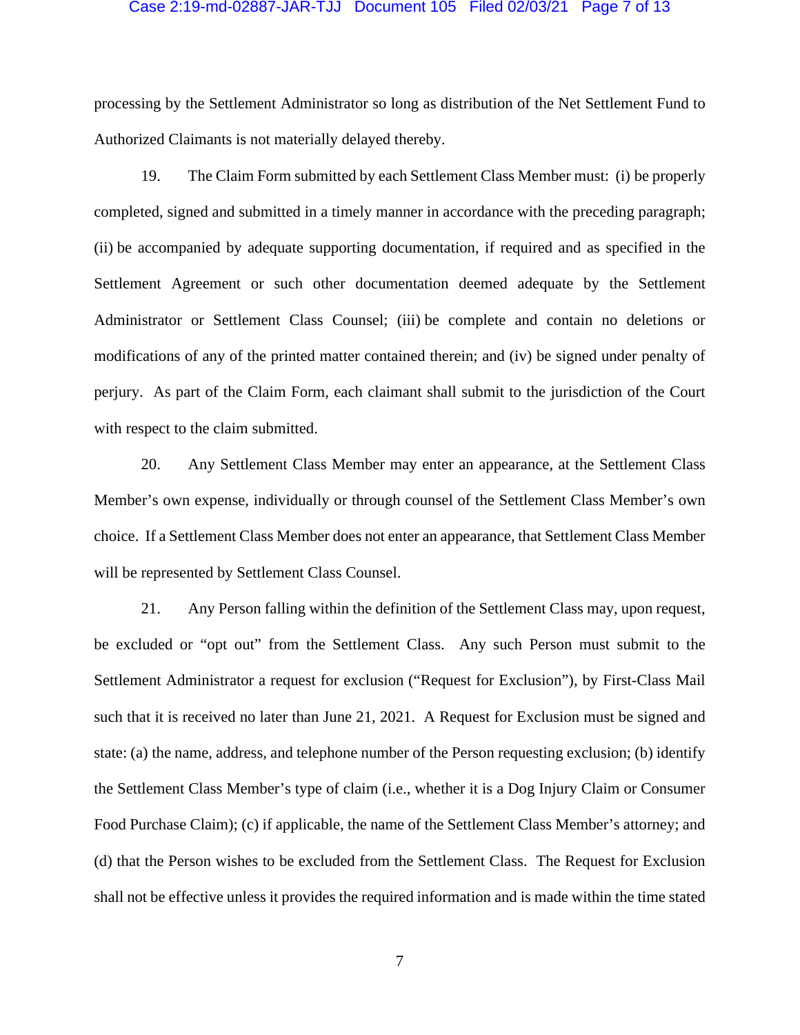processing by the Settlement Administrator so long as distribution of the Net Settlement Fund to Authorized Claimants is not materially delayed thereby.

19. The Claim Form submitted by each Settlement Class Member must: (i) be properly completed, signed and submitted in a timely manner in accordance with the preceding paragraph; (ii) be accompanied by adequate supporting documentation, if required and as specified in the Settlement Agreement or such other documentation deemed adequate by the Settlement Administrator or Settlement Class Counsel; (iii) be complete and contain no deletions or modifications of any of the printed matter contained therein; and (iv) be signed under penalty of perjury. As part of the Claim Form, each claimant shall submit to the jurisdiction of the Court with respect to the claim submitted.

20. Any Settlement Class Member may enter an appearance, at the Settlement Class Member's own expense, individually or through counsel of the Settlement Class Member's own choice. If a Settlement Class Member does not enter an appearance, that Settlement Class Member will be represented by Settlement Class Counsel.

21. Any Person falling within the definition of the Settlement Class may, upon request, be excluded or "opt out" from the Settlement Class. Any such Person must submit to the Settlement Administrator a request for exclusion ("Request for Exclusion"), by First-Class Mail such that it is received no later than June 21, 2021. A Request for Exclusion must be signed and state: (a) the name, address, and telephone number of the Person requesting exclusion; (b) identify the Settlement Class Member's type of claim (i.e., whether it is a Dog Injury Claim or Consumer Food Purchase Claim); (c) if applicable, the name of the Settlement Class Member's attorney; and (d) that the Person wishes to be excluded from the Settlement Class. The Request for Exclusion shall not be effective unless it provides the required information and is made within the time stated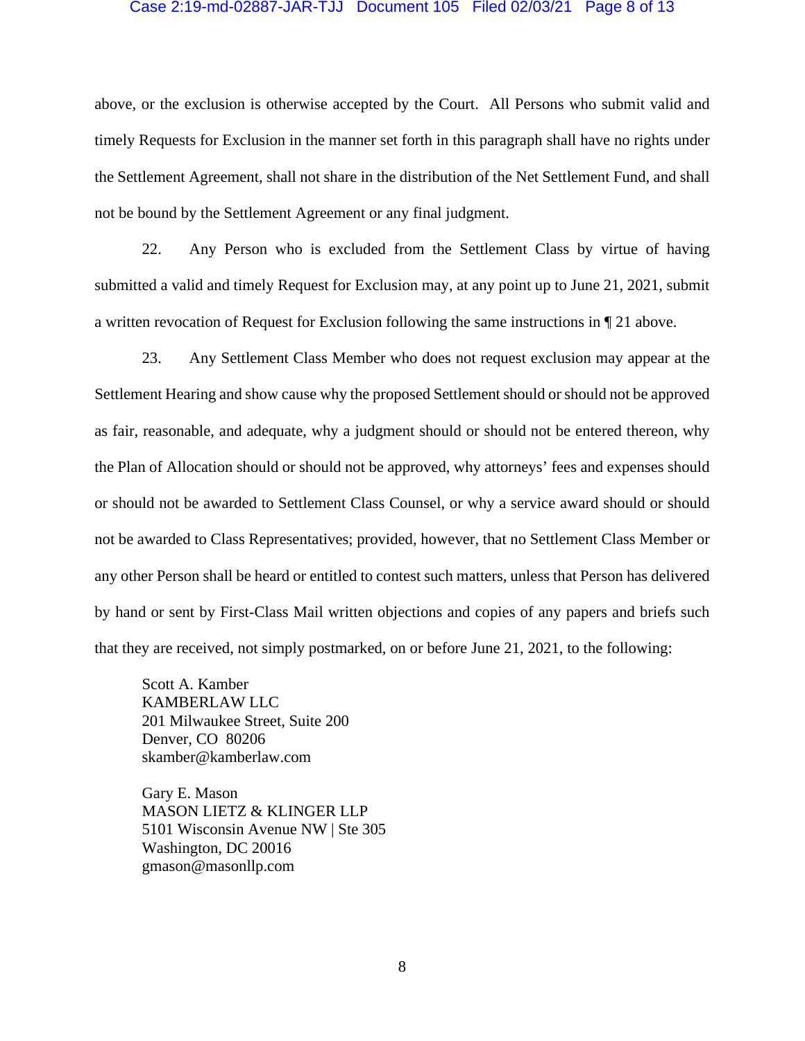above, or the exclusion is otherwise accepted by the Court. All Persons who submit valid and timely Requests for Exclusion in the manner set forth in this paragraph shall have no rights under the Settlement Agreement, shall not share in the distribution of the Net Settlement Fund, and shall not be bound by the Settlement Agreement or any final judgment.

22. Any Person who is excluded from the Settlement Class by virtue of having submitted a valid and timely Request for Exclusion may, at any point up to June 21, 2021, submit a written revocation of Request for Exclusion following the same instructions in ¶ 21 above.

23. Any Settlement Class Member who does not request exclusion may appear at the Settlement Hearing and show cause why the proposed Settlement should or should not be approved as fair, reasonable, and adequate, why a judgment should or should not be entered thereon, why the Plan of Allocation should or should not be approved, why attorneys' fees and expenses should or should not be awarded to Settlement Class Counsel, or why a service award should or should not be awarded to Class Representatives; provided, however, that no Settlement Class Member or any other Person shall be heard or entitled to contest such matters, unless that Person has delivered by hand or sent by First-Class Mail written objections and copies of any papers and briefs such that they are received, not simply postmarked, on or before June 21, 2021, to the following:

Scott A. Kamber
KAMBERLAW LLC
201 Milwaukee Street, Suite 200
Denver, CO 80206
skamber@kamberlaw.com

Gary E. Mason
MASON LIETZ & KLINGER LLP
5101 Wisconsin Avenue NW | Ste 305
Washington, DC 20016
gmason@masonllp.com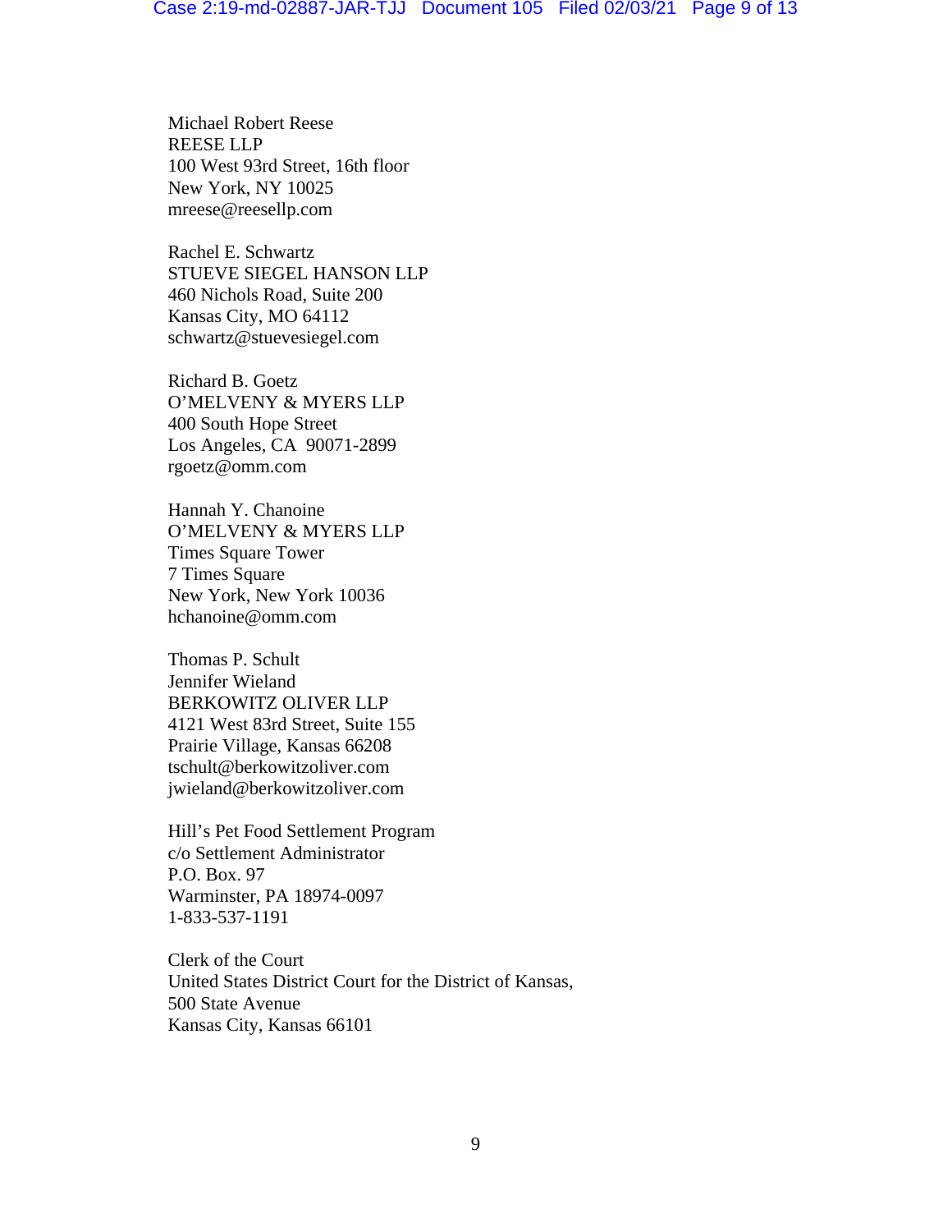Michael Robert Reese
REESE LLP
100 West 93rd Street, 16th floor
New York, NY 10025
mreese@reesellp.com

Rachel E. Schwartz
STUEVE SIEGEL HANSON LLP
460 Nichols Road, Suite 200
Kansas City, MO 64112
schwartz@stuevesiegel.com

Richard B. Goetz
O'MELVENY & MYERS LLP
400 South Hope Street
Los Angeles, CA 90071-2899
rgoetz@omm.com

Hannah Y. Chanoine
O'MELVENY & MYERS LLP
Times Square Tower
7 Times Square
New York, New York 10036
hchanoine@omm.com

Thomas P. Schult
Jennifer Wieland
BERKOWITZ OLIVER LLP
4121 West 83rd Street, Suite 155
Prairie Village, Kansas 66208
tschult@berkowitzoliver.com
jwieland@berkowitzoliver.com

Hill's Pet Food Settlement Program
c/o Settlement Administrator
P.O. Box. 97
Warminster, PA 18974-0097
1-833-537-1191

Clerk of the Court
United States District Court for the District of Kansas,
500 State Avenue
Kansas City, Kansas 66101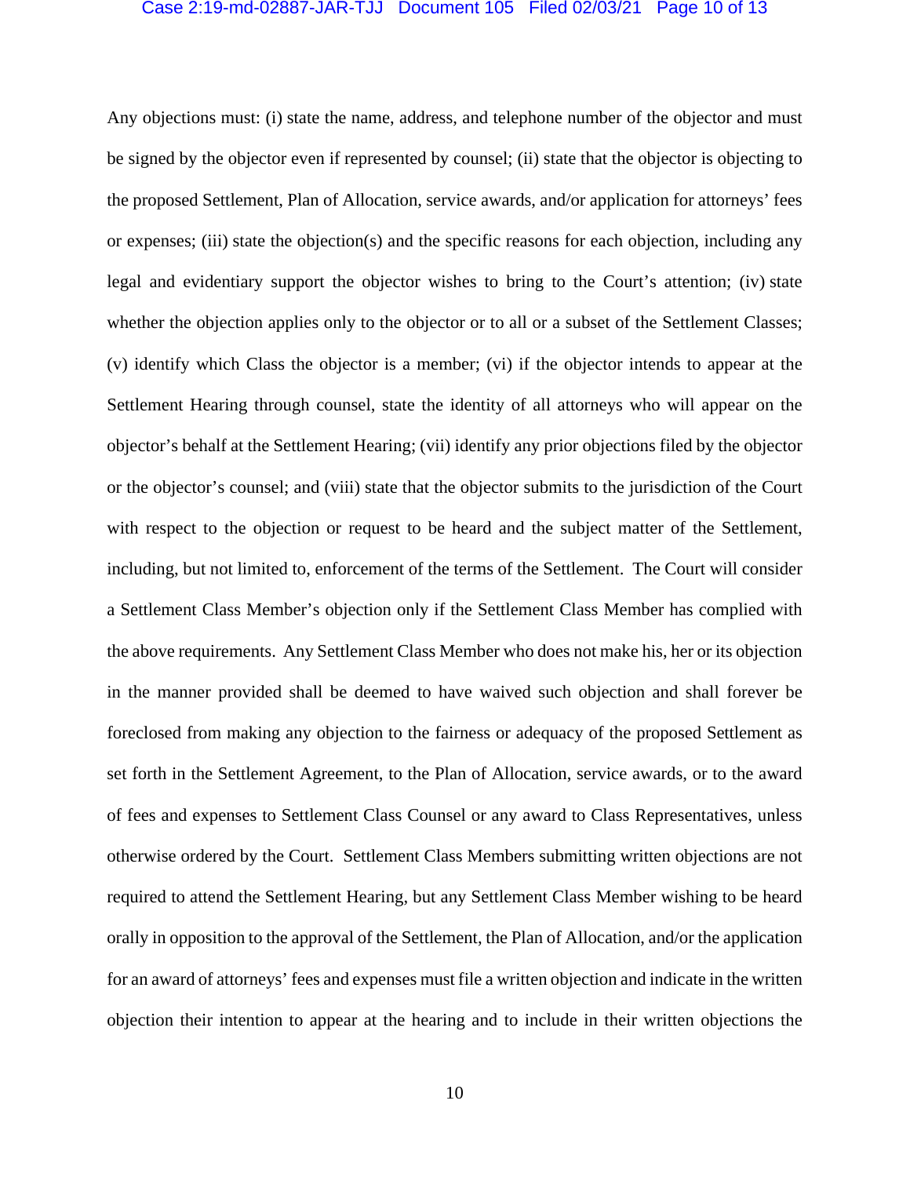Any objections must: (i) state the name, address, and telephone number of the objector and must be signed by the objector even if represented by counsel; (ii) state that the objector is objecting to the proposed Settlement, Plan of Allocation, service awards, and/or application for attorneys' fees or expenses; (iii) state the objection(s) and the specific reasons for each objection, including any legal and evidentiary support the objector wishes to bring to the Court's attention; (iv) state whether the objection applies only to the objector or to all or a subset of the Settlement Classes; (v) identify which Class the objector is a member; (vi) if the objector intends to appear at the Settlement Hearing through counsel, state the identity of all attorneys who will appear on the objector's behalf at the Settlement Hearing; (vii) identify any prior objections filed by the objector or the objector's counsel; and (viii) state that the objector submits to the jurisdiction of the Court with respect to the objection or request to be heard and the subject matter of the Settlement, including, but not limited to, enforcement of the terms of the Settlement. The Court will consider a Settlement Class Member's objection only if the Settlement Class Member has complied with the above requirements. Any Settlement Class Member who does not make his, her or its objection in the manner provided shall be deemed to have waived such objection and shall forever be foreclosed from making any objection to the fairness or adequacy of the proposed Settlement as set forth in the Settlement Agreement, to the Plan of Allocation, service awards, or to the award of fees and expenses to Settlement Class Counsel or any award to Class Representatives, unless otherwise ordered by the Court. Settlement Class Members submitting written objections are not required to attend the Settlement Hearing, but any Settlement Class Member wishing to be heard orally in opposition to the approval of the Settlement, the Plan of Allocation, and/or the application for an award of attorneys' fees and expenses must file a written objection and indicate in the written objection their intention to appear at the hearing and to include in their written objections the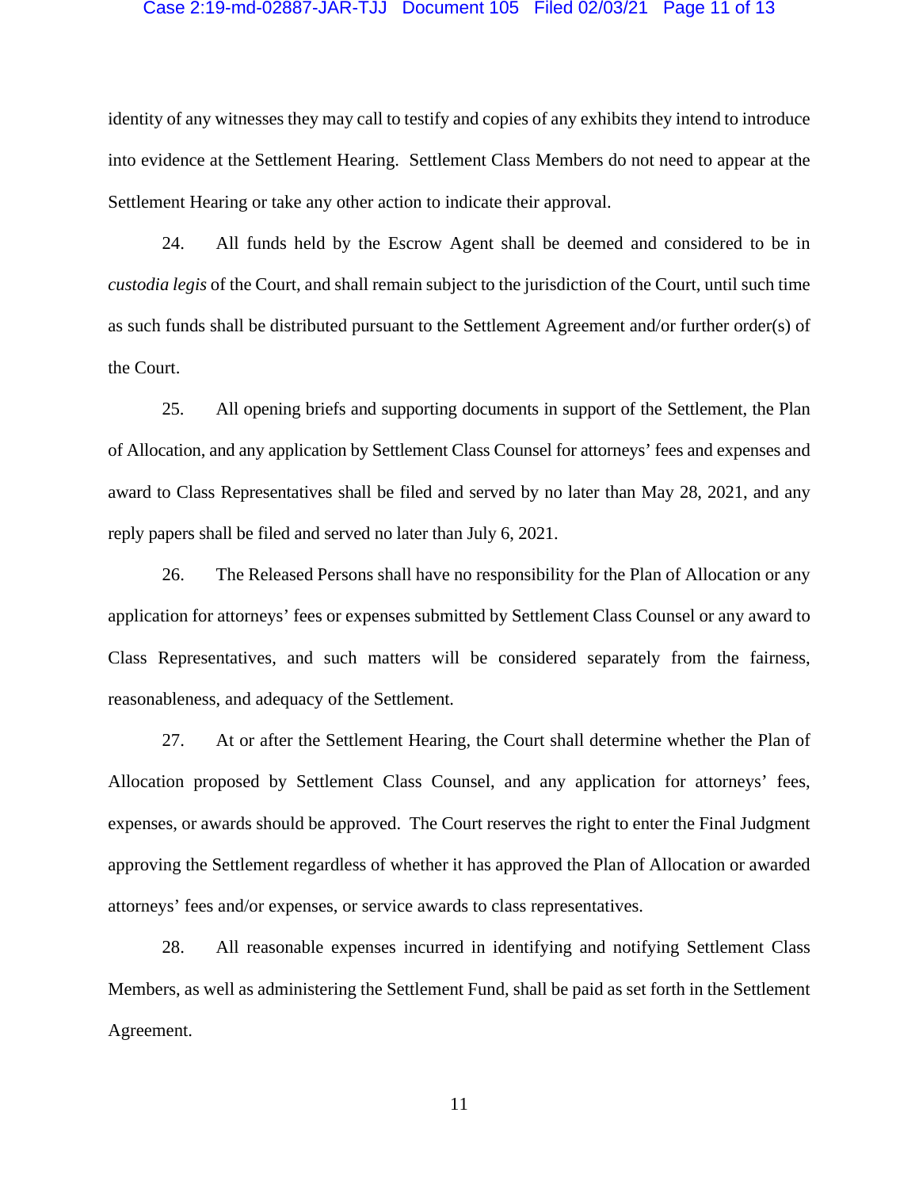identity of any witnesses they may call to testify and copies of any exhibits they intend to introduce into evidence at the Settlement Hearing. Settlement Class Members do not need to appear at the Settlement Hearing or take any other action to indicate their approval.

24. All funds held by the Escrow Agent shall be deemed and considered to be in *custodia legis* of the Court, and shall remain subject to the jurisdiction of the Court, until such time as such funds shall be distributed pursuant to the Settlement Agreement and/or further order(s) of the Court.

25. All opening briefs and supporting documents in support of the Settlement, the Plan of Allocation, and any application by Settlement Class Counsel for attorneys' fees and expenses and award to Class Representatives shall be filed and served by no later than May 28, 2021, and any reply papers shall be filed and served no later than July 6, 2021.

26. The Released Persons shall have no responsibility for the Plan of Allocation or any application for attorneys' fees or expenses submitted by Settlement Class Counsel or any award to Class Representatives, and such matters will be considered separately from the fairness, reasonableness, and adequacy of the Settlement.

27. At or after the Settlement Hearing, the Court shall determine whether the Plan of Allocation proposed by Settlement Class Counsel, and any application for attorneys' fees, expenses, or awards should be approved. The Court reserves the right to enter the Final Judgment approving the Settlement regardless of whether it has approved the Plan of Allocation or awarded attorneys' fees and/or expenses, or service awards to class representatives.

28. All reasonable expenses incurred in identifying and notifying Settlement Class Members, as well as administering the Settlement Fund, shall be paid as set forth in the Settlement Agreement.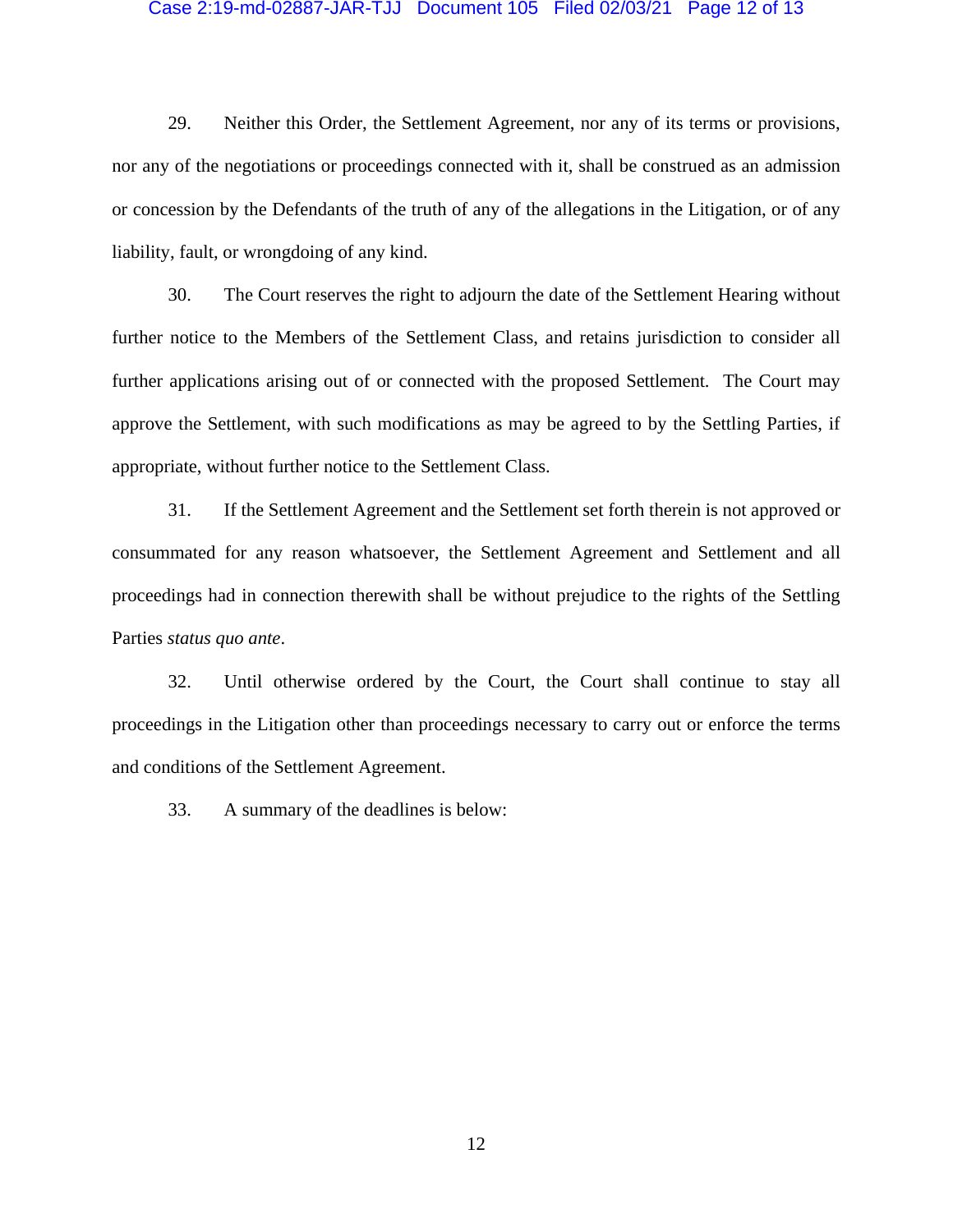29. Neither this Order, the Settlement Agreement, nor any of its terms or provisions, nor any of the negotiations or proceedings connected with it, shall be construed as an admission or concession by the Defendants of the truth of any of the allegations in the Litigation, or of any liability, fault, or wrongdoing of any kind.

30. The Court reserves the right to adjourn the date of the Settlement Hearing without further notice to the Members of the Settlement Class, and retains jurisdiction to consider all further applications arising out of or connected with the proposed Settlement. The Court may approve the Settlement, with such modifications as may be agreed to by the Settling Parties, if appropriate, without further notice to the Settlement Class.

31. If the Settlement Agreement and the Settlement set forth therein is not approved or consummated for any reason whatsoever, the Settlement Agreement and Settlement and all proceedings had in connection therewith shall be without prejudice to the rights of the Settling Parties *status quo ante*.

32. Until otherwise ordered by the Court, the Court shall continue to stay all proceedings in the Litigation other than proceedings necessary to carry out or enforce the terms and conditions of the Settlement Agreement.

33. A summary of the deadlines is below: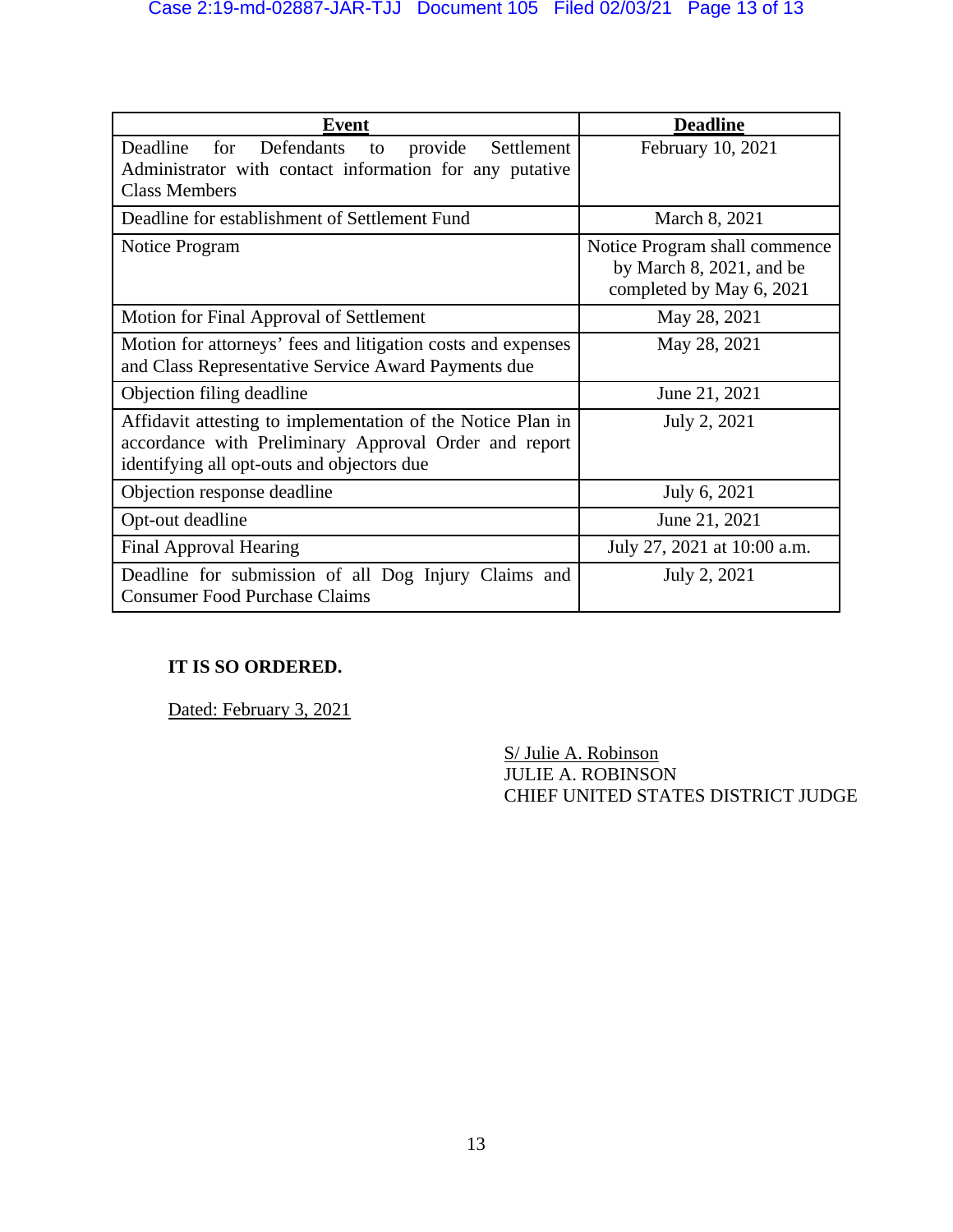| Event | Deadline |
| --- | --- |
| Deadline for Defendants to provide Settlement Administrator with contact information for any putative Class Members | February 10, 2021 |
| Deadline for establishment of Settlement Fund | March 8, 2021 |
| Notice Program | Notice Program shall commence by March 8, 2021, and be completed by May 6, 2021 |
| Motion for Final Approval of Settlement | May 28, 2021 |
| Motion for attorneys' fees and litigation costs and expenses and Class Representative Service Award Payments due | May 28, 2021 |
| Objection filing deadline | June 21, 2021 |
| Affidavit attesting to implementation of the Notice Plan in accordance with Preliminary Approval Order and report identifying all opt-outs and objectors due | July 2, 2021 |
| Objection response deadline | July 6, 2021 |
| Opt-out deadline | June 21, 2021 |
| Final Approval Hearing | July 27, 2021 at 10:00 a.m. |
| Deadline for submission of all Dog Injury Claims and Consumer Food Purchase Claims | July 2, 2021 |

**IT IS SO ORDERED.**

Dated: February 3, 2021

S/ Julie A. Robinson
JULIE A. ROBINSON
CHIEF UNITED STATES DISTRICT JUDGE